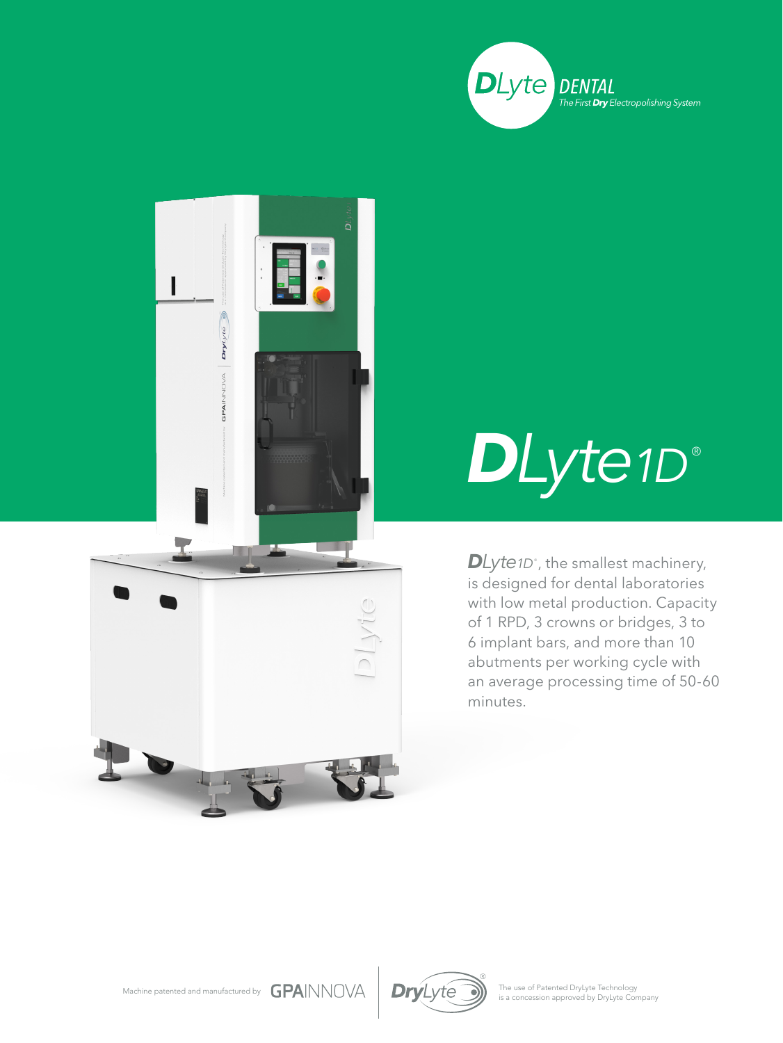DLyte DENTAL
The First **Dry** Electropolishing System

# DLyte1D®

**DLyte1D®**, the smallest machinery, is designed for dental laboratories with low metal production. Capacity of 1 RPD, 3 crowns or bridges, 3 to 6 implant bars, and more than 10 abutments per working cycle with an average processing time of 50-60 minutes.

Machine patented and manufactured by GPAINNOVA

DryLyte® — The use of Patented DryLyte Technology is a concession approved by DryLyte Company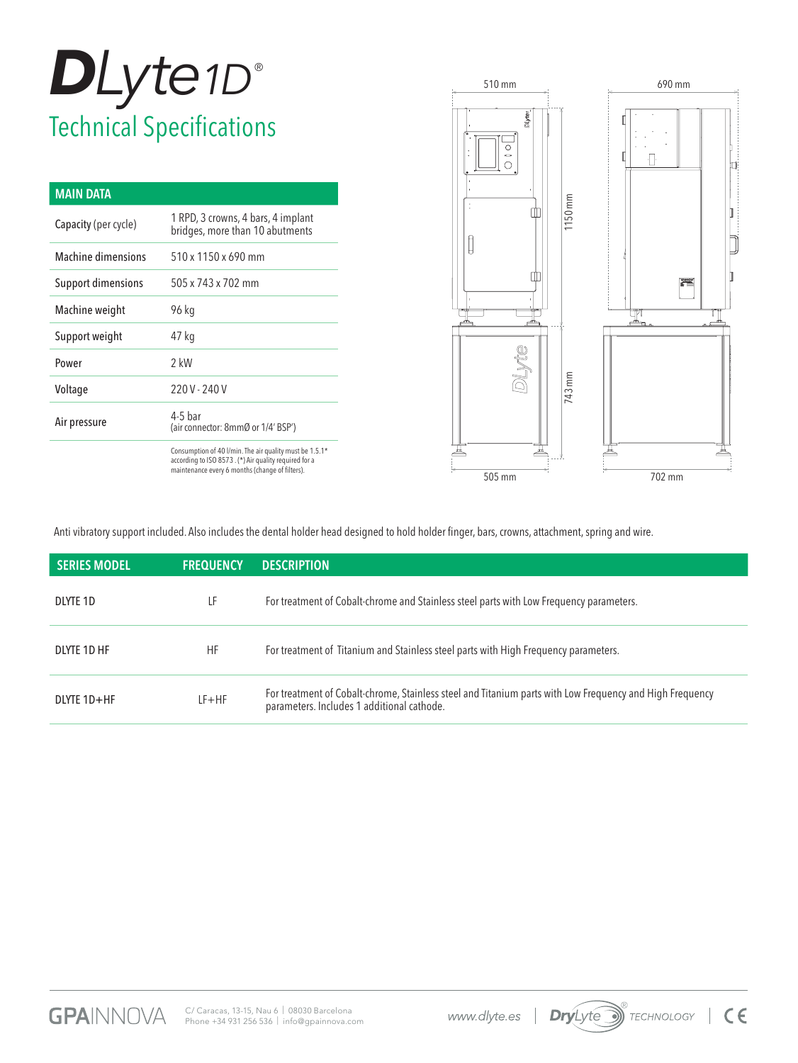# DLyte 1D®

## Technical Specifications

| MAIN DATA | |
|---|---|
| Capacity (per cycle) | 1 RPD, 3 crowns, 4 bars, 4 implant bridges, more than 10 abutments |
| Machine dimensions | 510 x 1150 x 690 mm |
| Support dimensions | 505 x 743 x 702 mm |
| Machine weight | 96 kg |
| Support weight | 47 kg |
| Power | 2 kW |
| Voltage | 220 V - 240 V |
| Air pressure | 4-5 bar (air connector: 8mmØ or 1/4' BSP') |
| | Consumption of 40 l/min. The air quality must be 1.5.1* according to ISO 8573 . (*) Air quality required for a maintenance every 6 months (change of filters). |

510 mm
690 mm
1150 mm
743 mm
505 mm
702 mm

Anti vibratory support included. Also includes the dental holder head designed to hold holder finger, bars, crowns, attachment, spring and wire.

| SERIES MODEL | FREQUENCY | DESCRIPTION |
|---|---|---|
| DLYTE 1D | LF | For treatment of Cobalt-chrome and Stainless steel parts with Low Frequency parameters. |
| DLYTE 1D HF | HF | For treatment of Titanium and Stainless steel parts with High Frequency parameters. |
| DLYTE 1D+HF | LF+HF | For treatment of Cobalt-chrome, Stainless steel and Titanium parts with Low Frequency and High Frequency parameters. Includes 1 additional cathode. |

GPAINNOVA
C/ Caracas, 13-15, Nau 6 | 08030 Barcelona
Phone +34 931 256 536 | info@gpainnova.com

www.dlyte.es | DryLyte® TECHNOLOGY | CE